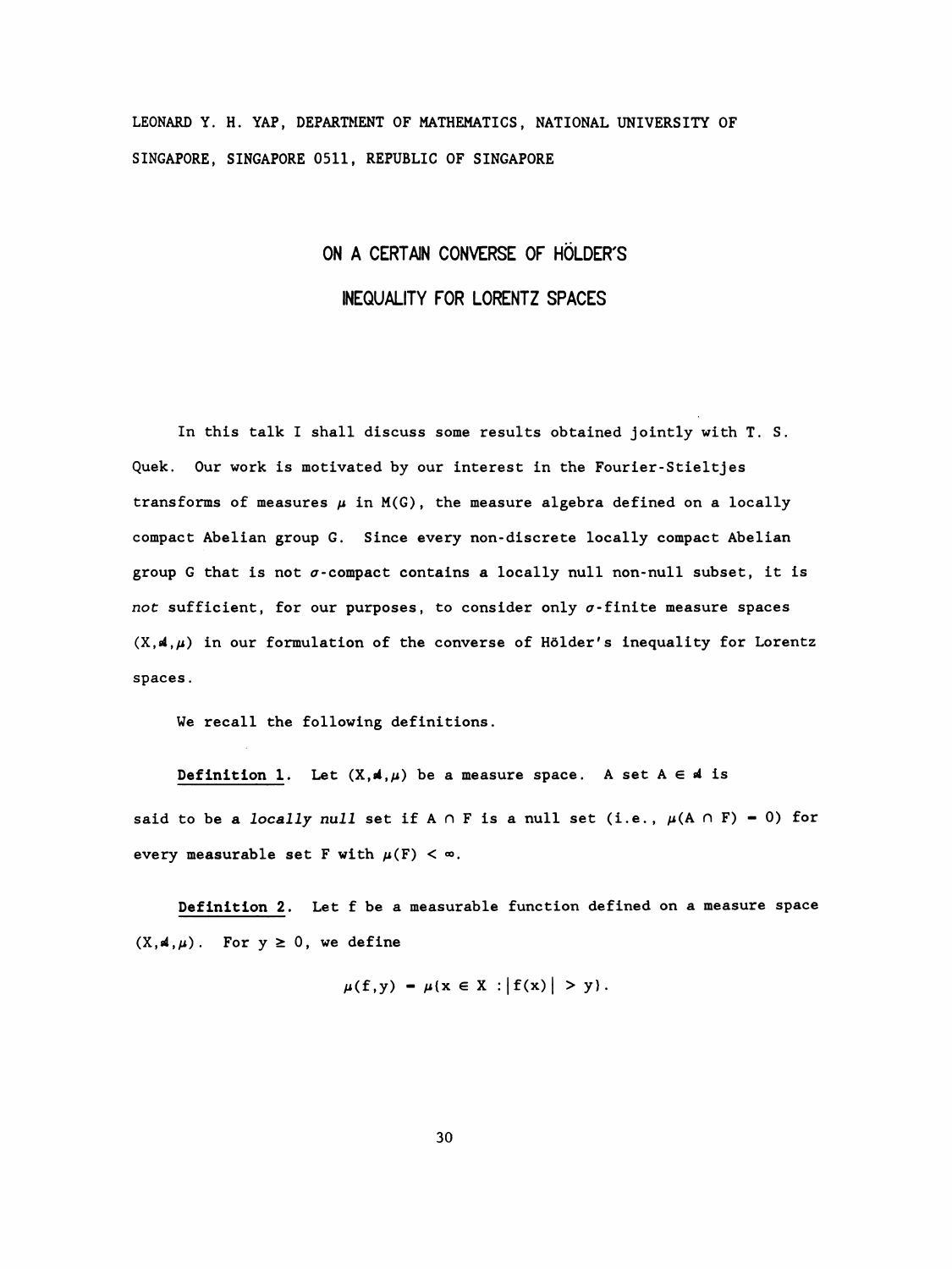LEONARD Y. H. YAP, DEPARTMENT OF MATHEMATICS, NATIONAL UNIVERSITY OF SINGAPORE, SINGAPORE 0511, REPUBLIC OF SINGAPORE

# ON A CERTAIN CONVERSE OF HÖLDER'S INEQUALITY FOR LORENTZ SPACES

In this talk I shall discuss some results obtained jointly with T. S. Quek. Our work is motivated by our interest in the Fourier-Stieltjes transforms of measures $\mu$ in $M(G)$, the measure algebra defined on a locally compact Abelian group G. Since every non-discrete locally compact Abelian group G that is not $\sigma$-compact contains a locally null non-null subset, it is *not* sufficient, for our purposes, to consider only $\sigma$-finite measure spaces $(X,\mathcal{A},\mu)$ in our formulation of the converse of Hölder's inequality for Lorentz spaces.

We recall the following definitions.

**Definition 1.** Let $(X,\mathcal{A},\mu)$ be a measure space. A set $A \in \mathcal{A}$ is said to be a *locally null* set if $A \cap F$ is a null set (i.e., $\mu(A \cap F) = 0$) for every measurable set F with $\mu(F) < \infty$.

**Definition 2.** Let f be a measurable function defined on a measure space $(X,\mathcal{A},\mu)$. For $y \geq 0$, we define

$$\mu(f,y) = \mu\{x \in X : |f(x)| > y\}.$$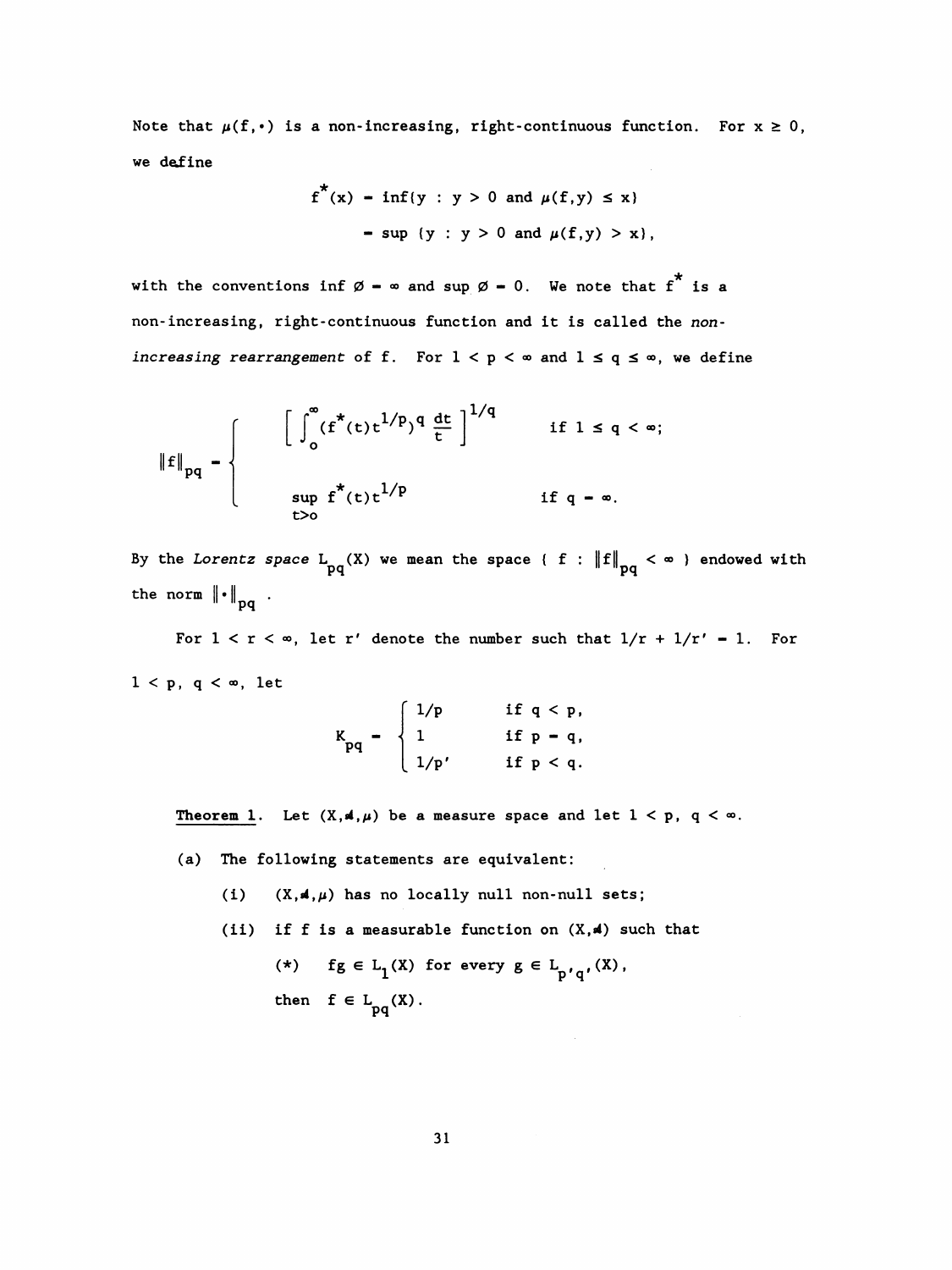Note that $\mu(f,\cdot)$ is a non-increasing, right-continuous function. For $x \geq 0$, we define

$$f^*(x) = \inf\{y : y > 0 \text{ and } \mu(f,y) \leq x\}$$

$$= \sup\{y : y > 0 \text{ and } \mu(f,y) > x\},$$

with the conventions $\inf \emptyset = \infty$ and $\sup \emptyset = 0$. We note that $f^*$ is a non-increasing, right-continuous function and it is called the *non-increasing rearrangement* of f. For $1 < p < \infty$ and $1 \leq q \leq \infty$, we define

$$\|f\|_{pq} = \begin{cases} \left[ \int_0^\infty (f^*(t)t^{1/p})^q \frac{dt}{t} \right]^{1/q} & \text{if } 1 \leq q < \infty; \\ \sup_{t>0} f^*(t)t^{1/p} & \text{if } q = \infty. \end{cases}$$

By the *Lorentz space* $L_{pq}(X)$ we mean the space $\{ f : \|f\|_{pq} < \infty \}$ endowed with the norm $\|\cdot\|_{pq}$.

For $1 < r < \infty$, let $r'$ denote the number such that $1/r + 1/r' = 1$. For $1 < p, q < \infty$, let

$$K_{pq} = \begin{cases} 1/p & \text{if } q < p, \\ 1 & \text{if } p = q, \\ 1/p' & \text{if } p < q. \end{cases}$$

**Theorem 1.** Let $(X,\mathcal{A},\mu)$ be a measure space and let $1 < p, q < \infty$.

(a) The following statements are equivalent:

(i) $(X,\mathcal{A},\mu)$ has no locally null non-null sets;

(ii) if f is a measurable function on $(X,\mathcal{A})$ such that

(*) $fg \in L_1(X)$ for every $g \in L_{p'q'}(X)$,

then $f \in L_{pq}(X)$.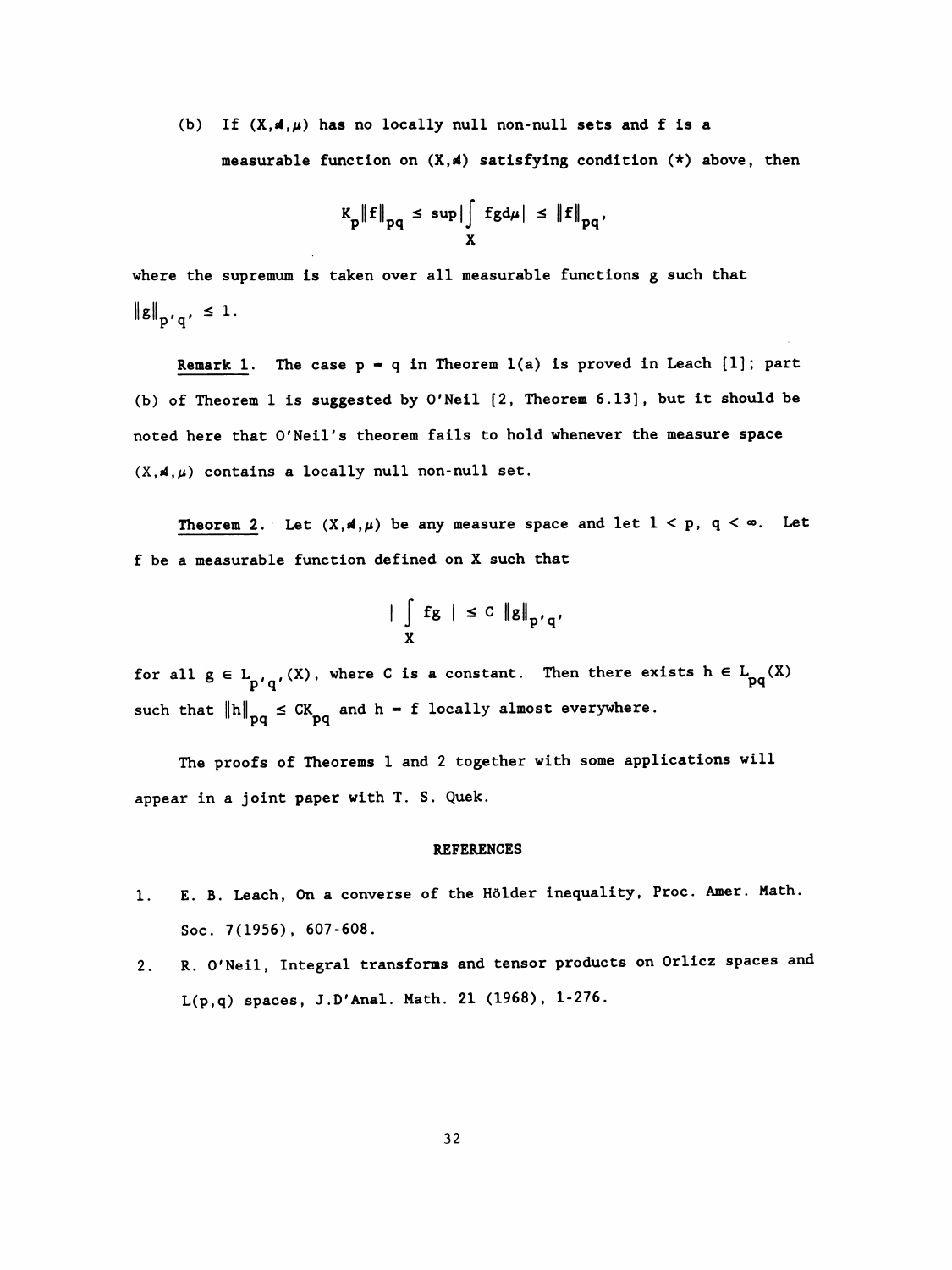(b) If $(X,\mathscr{A},\mu)$ has no locally null non-null sets and f is a measurable function on $(X,\mathscr{A})$ satisfying condition (*) above, then

$$K_p\|f\|_{pq} \le \sup\left|\int_X fg\,d\mu\right| \le \|f\|_{pq},$$

where the supremum is taken over all measurable functions g such that $\|g\|_{p'q'} \le 1$.

<u>Remark 1</u>. The case p = q in Theorem 1(a) is proved in Leach [1]; part (b) of Theorem 1 is suggested by O'Neil [2, Theorem 6.13], but it should be noted here that O'Neil's theorem fails to hold whenever the measure space $(X,\mathscr{A},\mu)$ contains a locally null non-null set.

<u>Theorem 2</u>. Let $(X,\mathscr{A},\mu)$ be any measure space and let $1 < p,\ q < \infty$. Let f be a measurable function defined on X such that

$$\left|\int_X fg\right| \le C\,\|g\|_{p'q'}$$

for all $g \in L_{p'q'}(X)$, where C is a constant. Then there exists $h \in L_{pq}(X)$ such that $\|h\|_{pq} \le CK_{pq}$ and h = f locally almost everywhere.

The proofs of Theorems 1 and 2 together with some applications will appear in a joint paper with T. S. Quek.

## REFERENCES

1. E. B. Leach, On a converse of the Hölder inequality, Proc. Amer. Math. Soc. 7(1956), 607-608.

2. R. O'Neil, Integral transforms and tensor products on Orlicz spaces and L(p,q) spaces, J.D'Anal. Math. 21 (1968), 1-276.